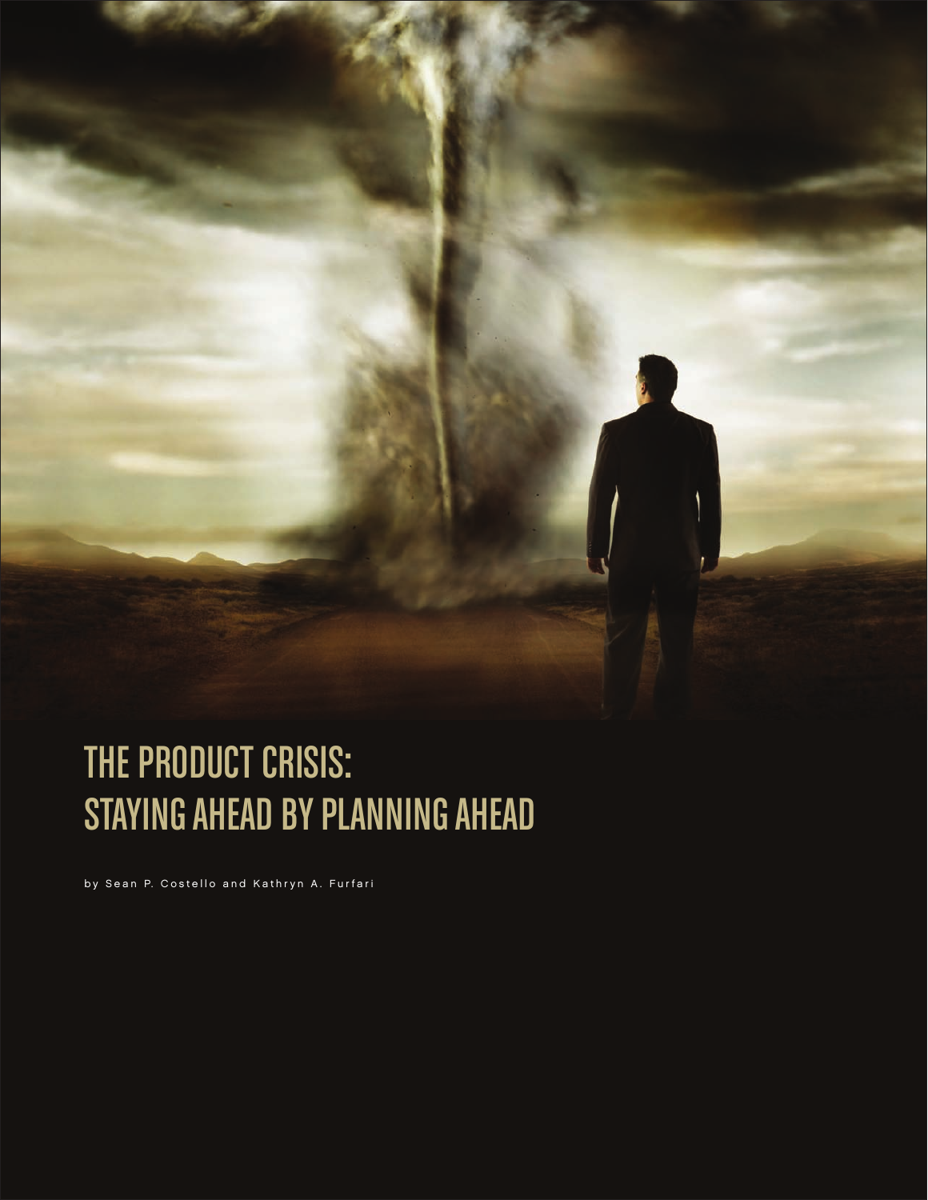# THE PRODUCT CRISIS: STAYING AHEAD BY PLANNING AHEAD

by Sean P. Costello and Kathryn A. Furfari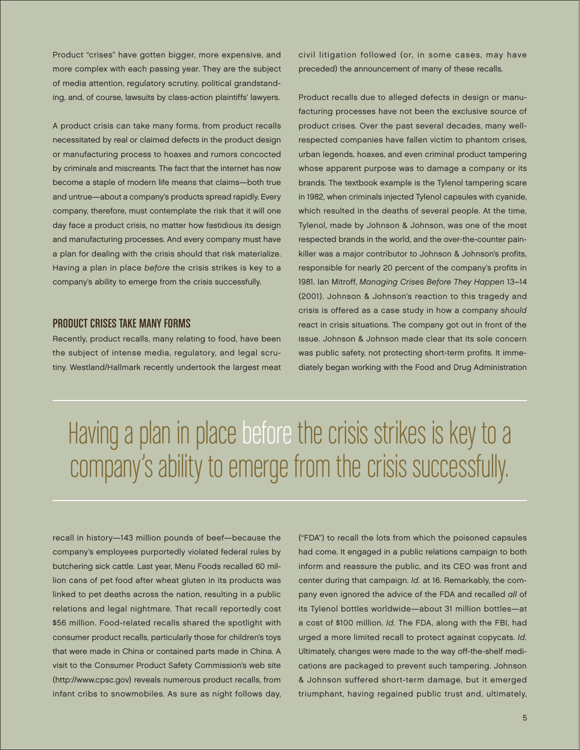Product "crises" have gotten bigger, more expensive, and more complex with each passing year. They are the subject of media attention, regulatory scrutiny, political grandstanding, and, of course, lawsuits by class-action plaintiffs' lawyers.

A product crisis can take many forms, from product recalls necessitated by real or claimed defects in the product design or manufacturing process to hoaxes and rumors concocted by criminals and miscreants. The fact that the internet has now become a staple of modern life means that claims—both true and untrue—about a company's products spread rapidly. Every company, therefore, must contemplate the risk that it will one day face a product crisis, no matter how fastidious its design and manufacturing processes. And every company must have a plan for dealing with the crisis should that risk materialize. Having a plan in place *before* the crisis strikes is key to a company's ability to emerge from the crisis successfully.

## PRODUCT CRISES TAKE MANY FORMS

Recently, product recalls, many relating to food, have been the subject of intense media, regulatory, and legal scrutiny. Westland/Hallmark recently undertook the largest meat recall in history—143 million pounds of beef—because the company's employees purportedly violated federal rules by butchering sick cattle. Last year, Menu Foods recalled 60 million cans of pet food after wheat gluten in its products was linked to pet deaths across the nation, resulting in a public relations and legal nightmare. That recall reportedly cost $56 million. Food-related recalls shared the spotlight with consumer product recalls, particularly those for children's toys that were made in China or contained parts made in China. A visit to the Consumer Product Safety Commission's web site (http://www.cpsc.gov) reveals numerous product recalls, from infant cribs to snowmobiles. As sure as night follows day, civil litigation followed (or, in some cases, may have preceded) the announcement of many of these recalls.

Product recalls due to alleged defects in design or manufacturing processes have not been the exclusive source of product crises. Over the past several decades, many well-respected companies have fallen victim to phantom crises, urban legends, hoaxes, and even criminal product tampering whose apparent purpose was to damage a company or its brands. The textbook example is the Tylenol tampering scare in 1982, when criminals injected Tylenol capsules with cyanide, which resulted in the deaths of several people. At the time, Tylenol, made by Johnson & Johnson, was one of the most respected brands in the world, and the over-the-counter painkiller was a major contributor to Johnson & Johnson's profits, responsible for nearly 20 percent of the company's profits in 1981. Ian Mitroff, *Managing Crises Before They Happen* 13–14 (2001). Johnson & Johnson's reaction to this tragedy and crisis is offered as a case study in how a company *should* react in crisis situations. The company got out in front of the issue. Johnson & Johnson made clear that its sole concern was public safety, not protecting short-term profits. It immediately began working with the Food and Drug Administration ("FDA") to recall the lots from which the poisoned capsules had come. It engaged in a public relations campaign to both inform and reassure the public, and its CEO was front and center during that campaign. *Id.* at 16. Remarkably, the company even ignored the advice of the FDA and recalled *all* of its Tylenol bottles worldwide—about 31 million bottles—at a cost of $100 million. *Id.* The FDA, along with the FBI, had urged a more limited recall to protect against copycats. *Id.* Ultimately, changes were made to the way off-the-shelf medications are packaged to prevent such tampering. Johnson & Johnson suffered short-term damage, but it emerged triumphant, having regained public trust and, ultimately,

> Having a plan in place *before* the crisis strikes is key to a company's ability to emerge from the crisis successfully.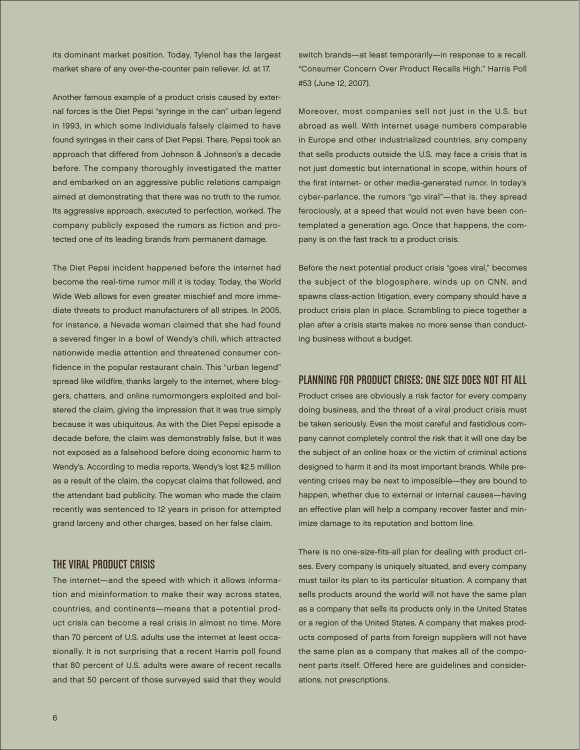its dominant market position. Today, Tylenol has the largest market share of any over-the-counter pain reliever. *Id.* at 17.

Another famous example of a product crisis caused by external forces is the Diet Pepsi "syringe in the can" urban legend in 1993, in which some individuals falsely claimed to have found syringes in their cans of Diet Pepsi. There, Pepsi took an approach that differed from Johnson & Johnson's a decade before. The company thoroughly investigated the matter and embarked on an aggressive public relations campaign aimed at demonstrating that there was no truth to the rumor. Its aggressive approach, executed to perfection, worked. The company publicly exposed the rumors as fiction and protected one of its leading brands from permanent damage.

The Diet Pepsi incident happened before the internet had become the real-time rumor mill it is today. Today, the World Wide Web allows for even greater mischief and more immediate threats to product manufacturers of all stripes. In 2005, for instance, a Nevada woman claimed that she had found a severed finger in a bowl of Wendy's chili, which attracted nationwide media attention and threatened consumer confidence in the popular restaurant chain. This "urban legend" spread like wildfire, thanks largely to the internet, where bloggers, chatters, and online rumormongers exploited and bolstered the claim, giving the impression that it was true simply because it was ubiquitous. As with the Diet Pepsi episode a decade before, the claim was demonstrably false, but it was not exposed as a falsehood before doing economic harm to Wendy's. According to media reports, Wendy's lost $2.5 million as a result of the claim, the copycat claims that followed, and the attendant bad publicity. The woman who made the claim recently was sentenced to 12 years in prison for attempted grand larceny and other charges, based on her false claim.

## THE VIRAL PRODUCT CRISIS

The internet—and the speed with which it allows information and misinformation to make their way across states, countries, and continents—means that a potential product crisis can become a real crisis in almost no time. More than 70 percent of U.S. adults use the internet at least occasionally. It is not surprising that a recent Harris poll found that 80 percent of U.S. adults were aware of recent recalls and that 50 percent of those surveyed said that they would switch brands—at least temporarily—in response to a recall. "Consumer Concern Over Product Recalls High," Harris Poll #53 (June 12, 2007).

Moreover, most companies sell not just in the U.S. but abroad as well. With internet usage numbers comparable in Europe and other industrialized countries, any company that sells products outside the U.S. may face a crisis that is not just domestic but international in scope, within hours of the first internet- or other media-generated rumor. In today's cyber-parlance, the rumors "go viral"—that is, they spread ferociously, at a speed that would not even have been contemplated a generation ago. Once that happens, the company is on the fast track to a product crisis.

Before the next potential product crisis "goes viral," becomes the subject of the blogosphere, winds up on CNN, and spawns class-action litigation, every company should have a product crisis plan in place. Scrambling to piece together a plan after a crisis starts makes no more sense than conducting business without a budget.

## PLANNING FOR PRODUCT CRISES: ONE SIZE DOES NOT FIT ALL

Product crises are obviously a risk factor for every company doing business, and the threat of a viral product crisis must be taken seriously. Even the most careful and fastidious company cannot completely control the risk that it will one day be the subject of an online hoax or the victim of criminal actions designed to harm it and its most important brands. While preventing crises may be next to impossible—they are bound to happen, whether due to external or internal causes—having an effective plan will help a company recover faster and minimize damage to its reputation and bottom line.

There is no one-size-fits-all plan for dealing with product crises. Every company is uniquely situated, and every company must tailor its plan to its particular situation. A company that sells products around the world will not have the same plan as a company that sells its products only in the United States or a region of the United States. A company that makes products composed of parts from foreign suppliers will not have the same plan as a company that makes all of the component parts itself. Offered here are guidelines and considerations, not prescriptions.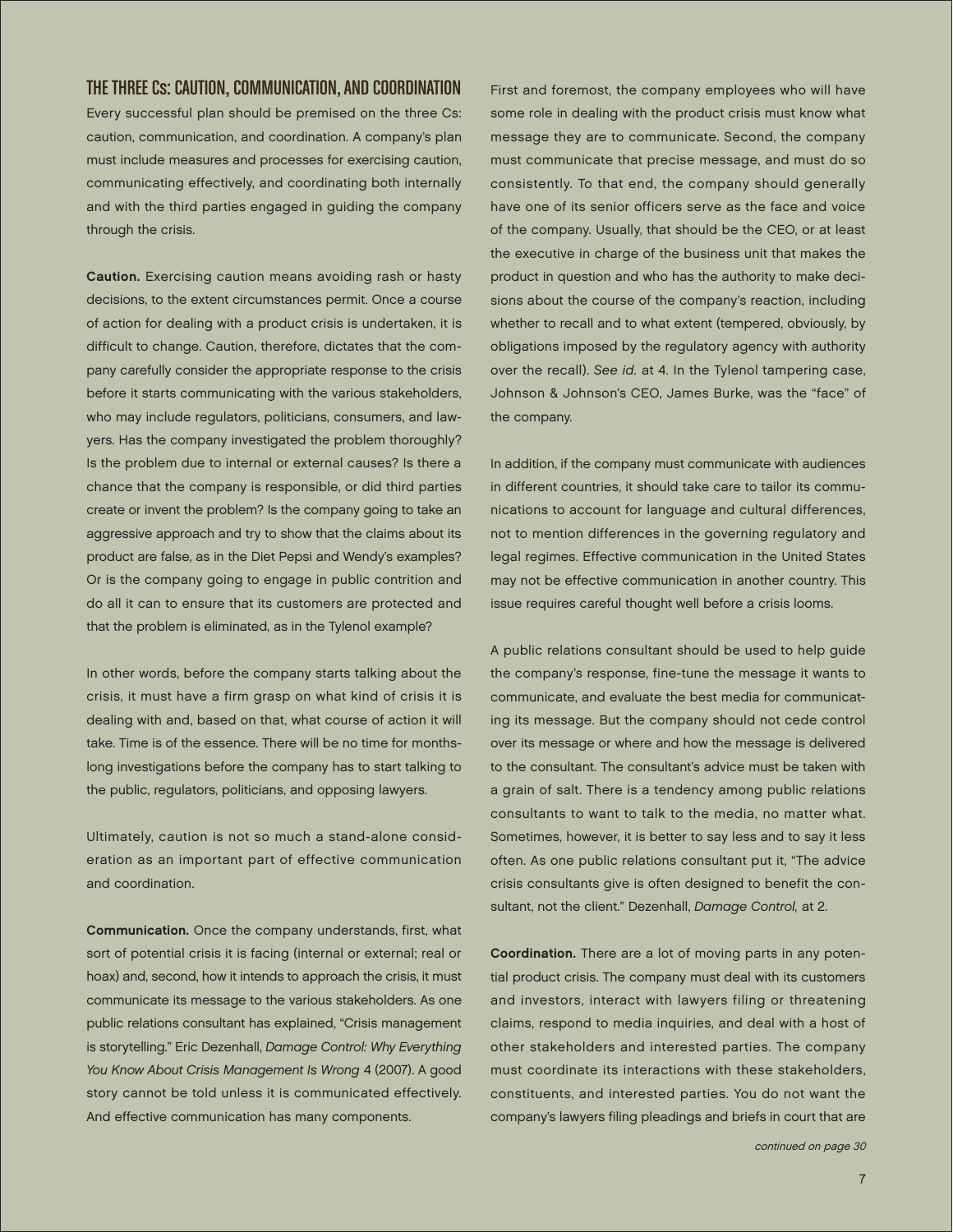## THE THREE Cs: CAUTION, COMMUNICATION, AND COORDINATION

Every successful plan should be premised on the three Cs: caution, communication, and coordination. A company's plan must include measures and processes for exercising caution, communicating effectively, and coordinating both internally and with the third parties engaged in guiding the company through the crisis.

**Caution.** Exercising caution means avoiding rash or hasty decisions, to the extent circumstances permit. Once a course of action for dealing with a product crisis is undertaken, it is difficult to change. Caution, therefore, dictates that the company carefully consider the appropriate response to the crisis before it starts communicating with the various stakeholders, who may include regulators, politicians, consumers, and lawyers. Has the company investigated the problem thoroughly? Is the problem due to internal or external causes? Is there a chance that the company is responsible, or did third parties create or invent the problem? Is the company going to take an aggressive approach and try to show that the claims about its product are false, as in the Diet Pepsi and Wendy's examples? Or is the company going to engage in public contrition and do all it can to ensure that its customers are protected and that the problem is eliminated, as in the Tylenol example?

In other words, before the company starts talking about the crisis, it must have a firm grasp on what kind of crisis it is dealing with and, based on that, what course of action it will take. Time is of the essence. There will be no time for months-long investigations before the company has to start talking to the public, regulators, politicians, and opposing lawyers.

Ultimately, caution is not so much a stand-alone consideration as an important part of effective communication and coordination.

**Communication.** Once the company understands, first, what sort of potential crisis it is facing (internal or external; real or hoax) and, second, how it intends to approach the crisis, it must communicate its message to the various stakeholders. As one public relations consultant has explained, "Crisis management is storytelling." Eric Dezenhall, *Damage Control: Why Everything You Know About Crisis Management Is Wrong* 4 (2007). A good story cannot be told unless it is communicated effectively. And effective communication has many components.

First and foremost, the company employees who will have some role in dealing with the product crisis must know what message they are to communicate. Second, the company must communicate that precise message, and must do so consistently. To that end, the company should generally have one of its senior officers serve as the face and voice of the company. Usually, that should be the CEO, or at least the executive in charge of the business unit that makes the product in question and who has the authority to make decisions about the course of the company's reaction, including whether to recall and to what extent (tempered, obviously, by obligations imposed by the regulatory agency with authority over the recall). *See id.* at 4. In the Tylenol tampering case, Johnson & Johnson's CEO, James Burke, was the "face" of the company.

In addition, if the company must communicate with audiences in different countries, it should take care to tailor its communications to account for language and cultural differences, not to mention differences in the governing regulatory and legal regimes. Effective communication in the United States may not be effective communication in another country. This issue requires careful thought well before a crisis looms.

A public relations consultant should be used to help guide the company's response, fine-tune the message it wants to communicate, and evaluate the best media for communicating its message. But the company should not cede control over its message or where and how the message is delivered to the consultant. The consultant's advice must be taken with a grain of salt. There is a tendency among public relations consultants to want to talk to the media, no matter what. Sometimes, however, it is better to say less and to say it less often. As one public relations consultant put it, "The advice crisis consultants give is often designed to benefit the consultant, not the client." Dezenhall, *Damage Control,* at 2.

**Coordination.** There are a lot of moving parts in any potential product crisis. The company must deal with its customers and investors, interact with lawyers filing or threatening claims, respond to media inquiries, and deal with a host of other stakeholders and interested parties. The company must coordinate its interactions with these stakeholders, constituents, and interested parties. You do not want the company's lawyers filing pleadings and briefs in court that are

*continued on page 30*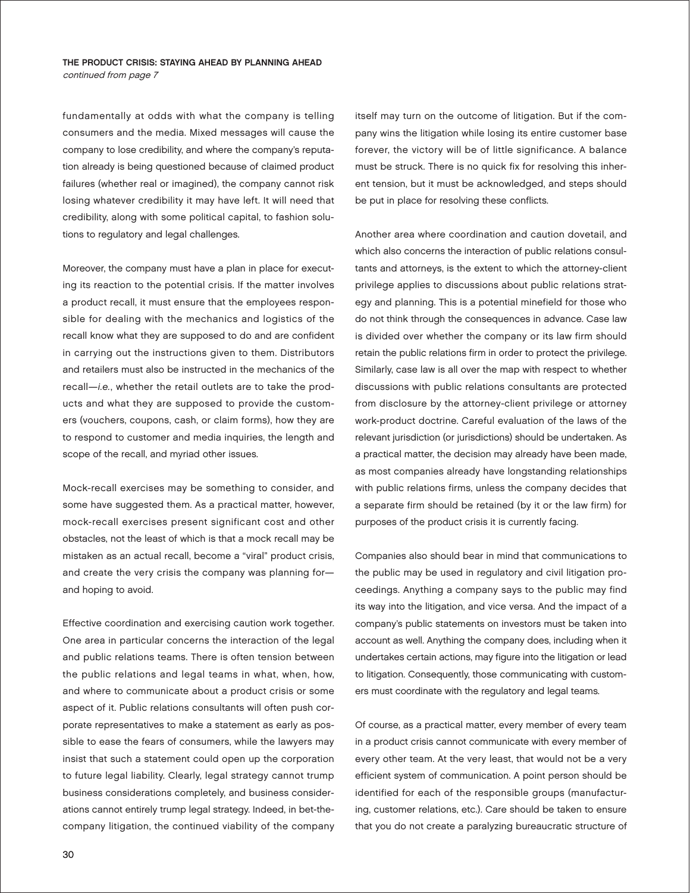fundamentally at odds with what the company is telling consumers and the media. Mixed messages will cause the company to lose credibility, and where the company's reputation already is being questioned because of claimed product failures (whether real or imagined), the company cannot risk losing whatever credibility it may have left. It will need that credibility, along with some political capital, to fashion solutions to regulatory and legal challenges.

Moreover, the company must have a plan in place for executing its reaction to the potential crisis. If the matter involves a product recall, it must ensure that the employees responsible for dealing with the mechanics and logistics of the recall know what they are supposed to do and are confident in carrying out the instructions given to them. Distributors and retailers must also be instructed in the mechanics of the recall—*i.e.*, whether the retail outlets are to take the products and what they are supposed to provide the customers (vouchers, coupons, cash, or claim forms), how they are to respond to customer and media inquiries, the length and scope of the recall, and myriad other issues.

Mock-recall exercises may be something to consider, and some have suggested them. As a practical matter, however, mock-recall exercises present significant cost and other obstacles, not the least of which is that a mock recall may be mistaken as an actual recall, become a "viral" product crisis, and create the very crisis the company was planning for—and hoping to avoid.

Effective coordination and exercising caution work together. One area in particular concerns the interaction of the legal and public relations teams. There is often tension between the public relations and legal teams in what, when, how, and where to communicate about a product crisis or some aspect of it. Public relations consultants will often push corporate representatives to make a statement as early as possible to ease the fears of consumers, while the lawyers may insist that such a statement could open up the corporation to future legal liability. Clearly, legal strategy cannot trump business considerations completely, and business considerations cannot entirely trump legal strategy. Indeed, in bet-the-company litigation, the continued viability of the company itself may turn on the outcome of litigation. But if the company wins the litigation while losing its entire customer base forever, the victory will be of little significance. A balance must be struck. There is no quick fix for resolving this inherent tension, but it must be acknowledged, and steps should be put in place for resolving these conflicts.

Another area where coordination and caution dovetail, and which also concerns the interaction of public relations consultants and attorneys, is the extent to which the attorney-client privilege applies to discussions about public relations strategy and planning. This is a potential minefield for those who do not think through the consequences in advance. Case law is divided over whether the company or its law firm should retain the public relations firm in order to protect the privilege. Similarly, case law is all over the map with respect to whether discussions with public relations consultants are protected from disclosure by the attorney-client privilege or attorney work-product doctrine. Careful evaluation of the laws of the relevant jurisdiction (or jurisdictions) should be undertaken. As a practical matter, the decision may already have been made, as most companies already have longstanding relationships with public relations firms, unless the company decides that a separate firm should be retained (by it or the law firm) for purposes of the product crisis it is currently facing.

Companies also should bear in mind that communications to the public may be used in regulatory and civil litigation proceedings. Anything a company says to the public may find its way into the litigation, and vice versa. And the impact of a company's public statements on investors must be taken into account as well. Anything the company does, including when it undertakes certain actions, may figure into the litigation or lead to litigation. Consequently, those communicating with customers must coordinate with the regulatory and legal teams.

Of course, as a practical matter, every member of every team in a product crisis cannot communicate with every member of every other team. At the very least, that would not be a very efficient system of communication. A point person should be identified for each of the responsible groups (manufacturing, customer relations, etc.). Care should be taken to ensure that you do not create a paralyzing bureaucratic structure of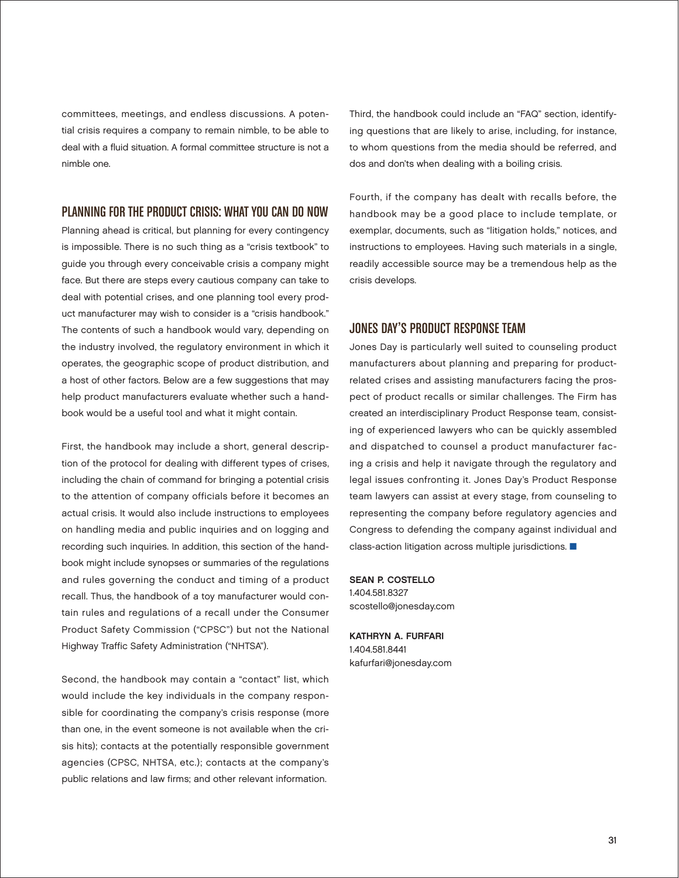committees, meetings, and endless discussions. A potential crisis requires a company to remain nimble, to be able to deal with a fluid situation. A formal committee structure is not a nimble one.

## PLANNING FOR THE PRODUCT CRISIS: WHAT YOU CAN DO NOW

Planning ahead is critical, but planning for every contingency is impossible. There is no such thing as a "crisis textbook" to guide you through every conceivable crisis a company might face. But there are steps every cautious company can take to deal with potential crises, and one planning tool every product manufacturer may wish to consider is a "crisis handbook." The contents of such a handbook would vary, depending on the industry involved, the regulatory environment in which it operates, the geographic scope of product distribution, and a host of other factors. Below are a few suggestions that may help product manufacturers evaluate whether such a handbook would be a useful tool and what it might contain.

First, the handbook may include a short, general description of the protocol for dealing with different types of crises, including the chain of command for bringing a potential crisis to the attention of company officials before it becomes an actual crisis. It would also include instructions to employees on handling media and public inquiries and on logging and recording such inquiries. In addition, this section of the handbook might include synopses or summaries of the regulations and rules governing the conduct and timing of a product recall. Thus, the handbook of a toy manufacturer would contain rules and regulations of a recall under the Consumer Product Safety Commission ("CPSC") but not the National Highway Traffic Safety Administration ("NHTSA").

Second, the handbook may contain a "contact" list, which would include the key individuals in the company responsible for coordinating the company's crisis response (more than one, in the event someone is not available when the crisis hits); contacts at the potentially responsible government agencies (CPSC, NHTSA, etc.); contacts at the company's public relations and law firms; and other relevant information.

Third, the handbook could include an "FAQ" section, identifying questions that are likely to arise, including, for instance, to whom questions from the media should be referred, and dos and don'ts when dealing with a boiling crisis.

Fourth, if the company has dealt with recalls before, the handbook may be a good place to include template, or exemplar, documents, such as "litigation holds," notices, and instructions to employees. Having such materials in a single, readily accessible source may be a tremendous help as the crisis develops.

## JONES DAY'S PRODUCT RESPONSE TEAM

Jones Day is particularly well suited to counseling product manufacturers about planning and preparing for product-related crises and assisting manufacturers facing the prospect of product recalls or similar challenges. The Firm has created an interdisciplinary Product Response team, consisting of experienced lawyers who can be quickly assembled and dispatched to counsel a product manufacturer facing a crisis and help it navigate through the regulatory and legal issues confronting it. Jones Day's Product Response team lawyers can assist at every stage, from counseling to representing the company before regulatory agencies and Congress to defending the company against individual and class-action litigation across multiple jurisdictions. ■

**SEAN P. COSTELLO**
1.404.581.8327
scostello@jonesday.com

**KATHRYN A. FURFARI**
1.404.581.8441
kafurfari@jonesday.com